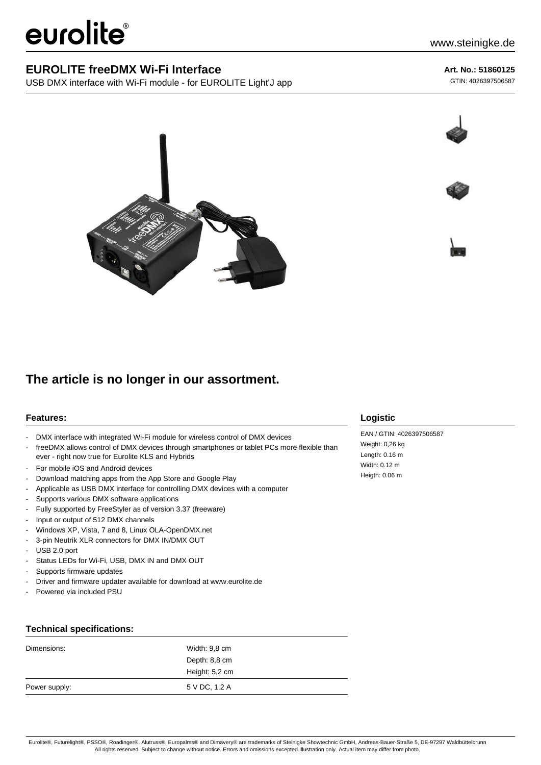eurolite®

www.steinigke.de

# EUROLITE freeDMX Wi-Fi Interface

USB DMX interface with Wi-Fi module - for EUROLITE Light'J app

**Art. No.: 51860125**

GTIN: 4026397506587

## The article is no longer in our assortment.

### Features:

- DMX interface with integrated Wi-Fi module for wireless control of DMX devices
- freeDMX allows control of DMX devices through smartphones or tablet PCs more flexible than ever - right now true for Eurolite KLS and Hybrids
- For mobile iOS and Android devices
- Download matching apps from the App Store and Google Play
- Applicable as USB DMX interface for controlling DMX devices with a computer
- Supports various DMX software applications
- Fully supported by FreeStyler as of version 3.37 (freeware)
- Input or output of 512 DMX channels
- Windows XP, Vista, 7 and 8, Linux OLA-OpenDMX.net
- 3-pin Neutrik XLR connectors for DMX IN/DMX OUT
- USB 2.0 port
- Status LEDs for Wi-Fi, USB, DMX IN and DMX OUT
- Supports firmware updates
- Driver and firmware updater available for download at www.eurolite.de
- Powered via included PSU

### Technical specifications:

| | |
|---|---|
| Dimensions: | Width: 9,8 cm<br>Depth: 8,8 cm<br>Height: 5,2 cm |
| Power supply: | 5 V DC, 1.2 A |

### Logistic

EAN / GTIN: 4026397506587

Weight: 0,26 kg

Length: 0.16 m

Width: 0.12 m

Heigth: 0.06 m

Eurolite®, Futurelight®, PSSO®, Roadinger®, Alutruss®, Europalms® and Dimavery® are trademarks of Steinigke Showtechnic GmbH, Andreas-Bauer-Straße 5, DE-97297 Waldbüttelbrunn
All rights reserved. Subject to change without notice. Errors and omissions excepted.Illustration only. Actual item may differ from photo.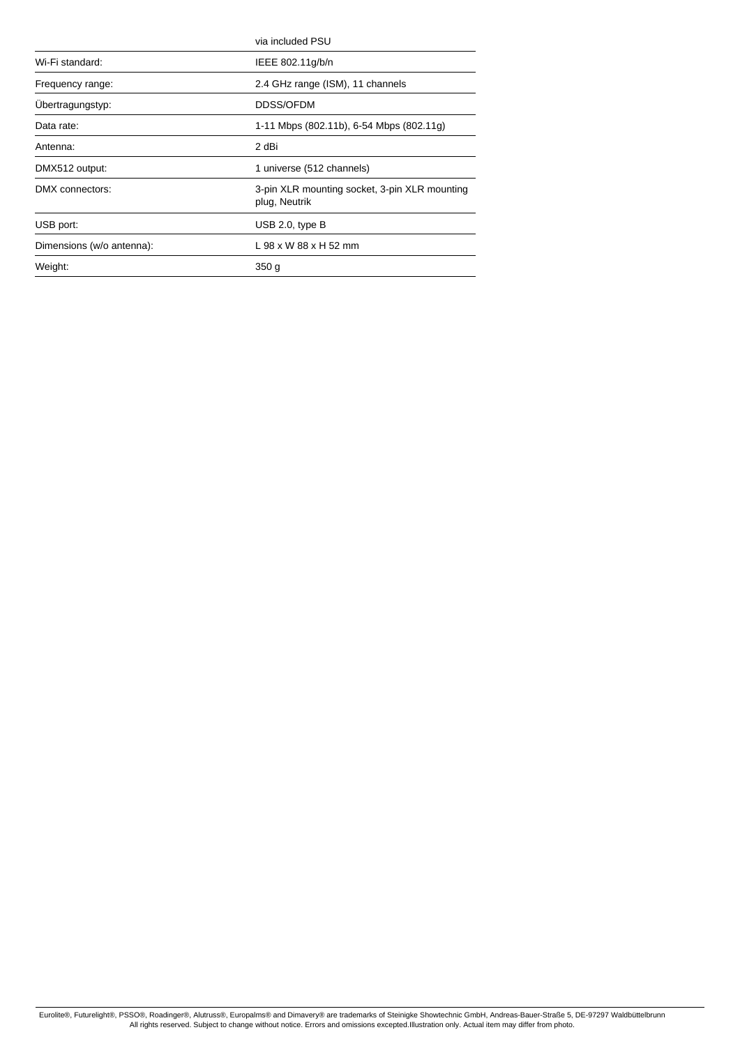| | |
|---|---|
| | via included PSU |
| Wi-Fi standard: | IEEE 802.11g/b/n |
| Frequency range: | 2.4 GHz range (ISM), 11 channels |
| Übertragungstyp: | DDSS/OFDM |
| Data rate: | 1-11 Mbps (802.11b), 6-54 Mbps (802.11g) |
| Antenna: | 2 dBi |
| DMX512 output: | 1 universe (512 channels) |
| DMX connectors: | 3-pin XLR mounting socket, 3-pin XLR mounting plug, Neutrik |
| USB port: | USB 2.0, type B |
| Dimensions (w/o antenna): | L 98 x W 88 x H 52 mm |
| Weight: | 350 g |

Eurolite®, Futurelight®, PSSO®, Roadinger®, Alutruss®, Europalms® and Dimavery® are trademarks of Steinigke Showtechnic GmbH, Andreas-Bauer-Straße 5, DE-97297 Waldbüttelbrunn
All rights reserved. Subject to change without notice. Errors and omissions excepted.Illustration only. Actual item may differ from photo.